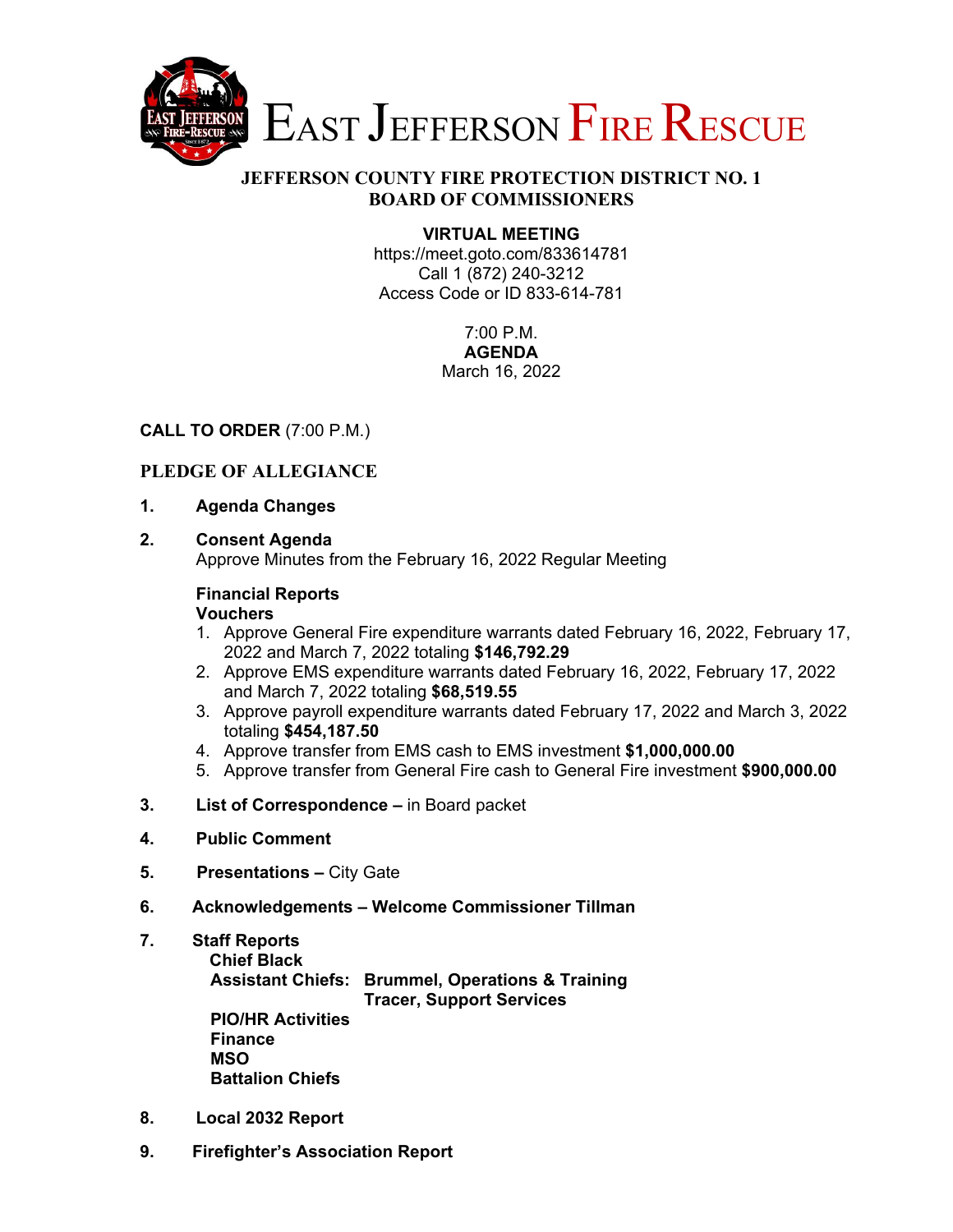# EAST JEFFERSON FIRE RESCUE

## JEFFERSON COUNTY FIRE PROTECTION DISTRICT NO. 1
## BOARD OF COMMISSIONERS

**VIRTUAL MEETING**
https://meet.goto.com/833614781
Call 1 (872) 240-3212
Access Code or ID 833-614-781

7:00 P.M.
**AGENDA**
March 16, 2022

**CALL TO ORDER** (7:00 P.M.)

**PLEDGE OF ALLEGIANCE**

1. **Agenda Changes**

2. **Consent Agenda**
   Approve Minutes from the February 16, 2022 Regular Meeting

   **Financial Reports**
   **Vouchers**
   1. Approve General Fire expenditure warrants dated February 16, 2022, February 17, 2022 and March 7, 2022 totaling **$146,792.29**
   2. Approve EMS expenditure warrants dated February 16, 2022, February 17, 2022 and March 7, 2022 totaling **$68,519.55**
   3. Approve payroll expenditure warrants dated February 17, 2022 and March 3, 2022 totaling **$454,187.50**
   4. Approve transfer from EMS cash to EMS investment **$1,000,000.00**
   5. Approve transfer from General Fire cash to General Fire investment **$900,000.00**

3. **List of Correspondence –** in Board packet

4. **Public Comment**

5. **Presentations –** City Gate

6. **Acknowledgements – Welcome Commissioner Tillman**

7. **Staff Reports**
   **Chief Black**
   **Assistant Chiefs: Brummel, Operations & Training**
   **Tracer, Support Services**
   **PIO/HR Activities**
   **Finance**
   **MSO**
   **Battalion Chiefs**

8. **Local 2032 Report**

9. **Firefighter's Association Report**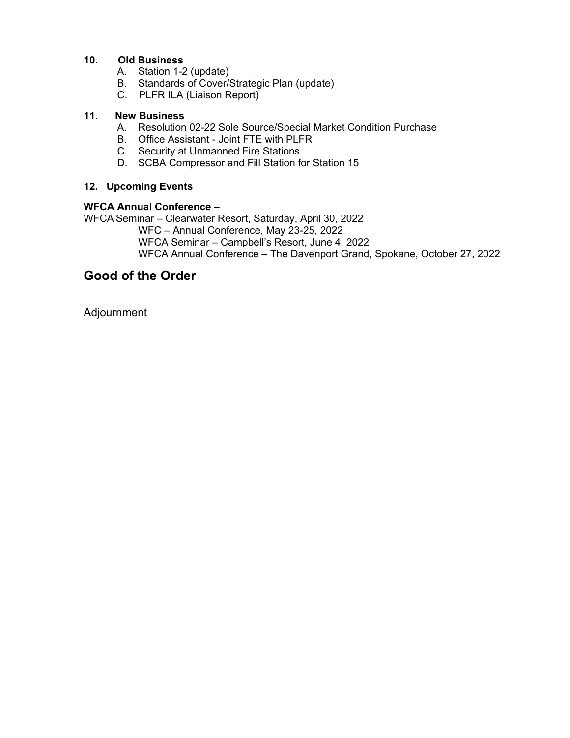**10. Old Business**

A. Station 1-2 (update)
B. Standards of Cover/Strategic Plan (update)
C. PLFR ILA (Liaison Report)

**11. New Business**

A. Resolution 02-22 Sole Source/Special Market Condition Purchase
B. Office Assistant - Joint FTE with PLFR
C. Security at Unmanned Fire Stations
D. SCBA Compressor and Fill Station for Station 15

**12. Upcoming Events**

**WFCA Annual Conference –**

WFCA Seminar – Clearwater Resort, Saturday, April 30, 2022
WFC – Annual Conference, May 23-25, 2022
WFCA Seminar – Campbell's Resort, June 4, 2022
WFCA Annual Conference – The Davenport Grand, Spokane, October 27, 2022

## Good of the Order –

Adjournment